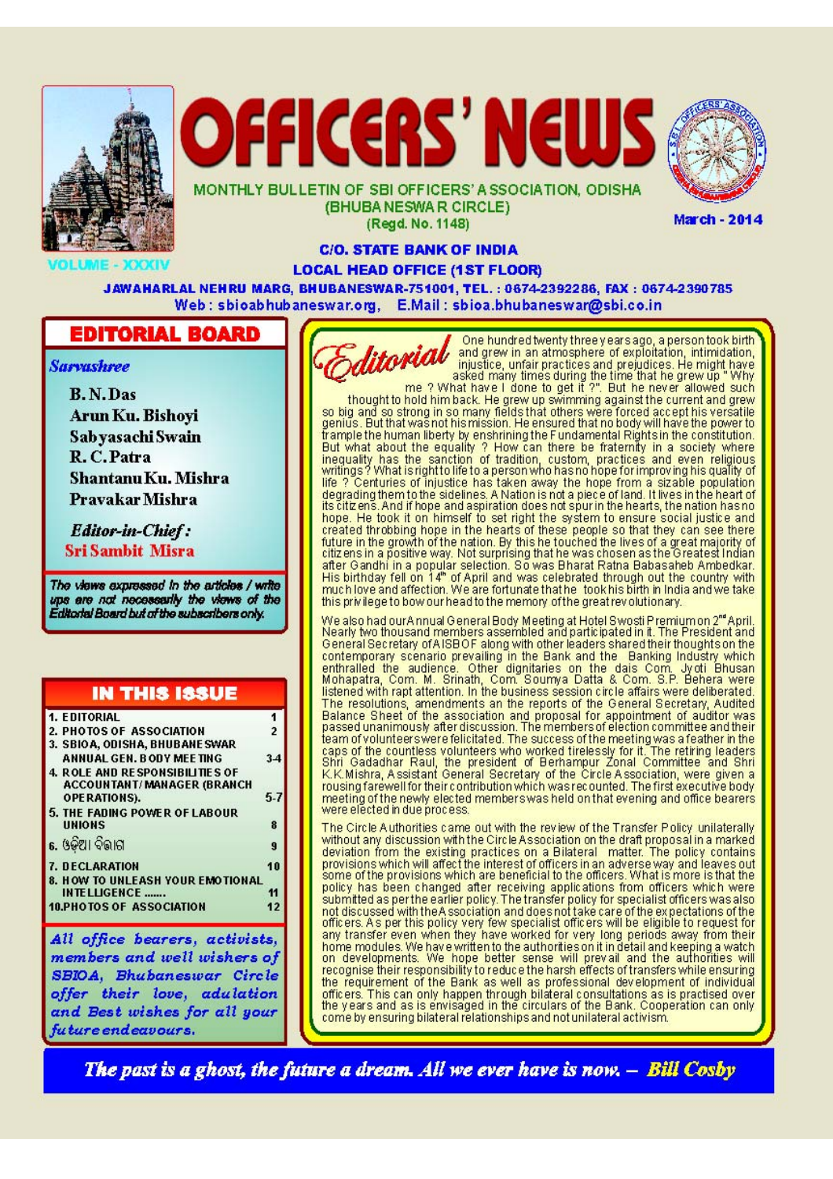# OFFICERS' NEWS

MONTHLY BULLETIN OF SBI OFFICERS' ASSOCIATION, ODISHA (BHUBANESWAR CIRCLE)
(Regd. No. 1148)

March - 2014

VOLUME - XXXIV

C/O. STATE BANK OF INDIA
LOCAL HEAD OFFICE (1ST FLOOR)
JAWAHARLAL NEHRU MARG, BHUBANESWAR-751001, TEL. : 0674-2392286, FAX : 0674-2390785
Web : sbioabhubaneswar.org, E.Mail : sbioa.bhubaneswar@sbi.co.in

## EDITORIAL BOARD

*Sarvashree*

**B. N. Das**
**Arun Ku. Bishoyi**
**Sabyasachi Swain**
**R. C. Patra**
**Shantanu Ku. Mishra**
**Pravakar Mishra**

*Editor-in-Chief :*
**Sri Sambit Misra**

*The views expressed in the articles / write ups are not necessarily the views of the Editorial Board but of the subscribers only.*

## IN THIS ISSUE

| | | |
|---|---|---|
| 1. | EDITORIAL | 1 |
| 2. | PHOTOS OF ASSOCIATION | 2 |
| 3. | SBIOA, ODISHA, BHUBANESWAR ANNUAL GEN. BODY MEETING | 3-4 |
| 4. | ROLE AND RESPONSIBILITIES OF ACCOUNTANT/MANAGER (BRANCH OPERATIONS). | 5-7 |
| 5. | THE FADING POWER OF LABOUR UNIONS | 8 |
| 6. | ଓଡ଼ିଆ ବିଭାଗ | 9 |
| 7. | DECLARATION | 10 |
| 8. | HOW TO UNLEASH YOUR EMOTIONAL INTELLIGENCE ....... | 11 |
| 10. | PHOTOS OF ASSOCIATION | 12 |

*All office bearers, activists, members and well wishers of SBIOA, Bhubaneswar Circle offer their love, adulation and Best wishes for all your future endeavours.*

## Editorial

One hundred twenty three years ago, a person took birth and grew in an atmosphere of exploitation, intimidation, injustice, unfair practices and prejudices. He might have asked many times during the time that he grew up " Why me ? What have I done to get it ?". But he never allowed such thought to hold him back. He grew up swimming against the current and grew so big and so strong in so many fields that others were forced accept his versatile genius. But that was not his mission. He ensured that no body will have the power to trample the human liberty by enshrining the Fundamental Rights in the constitution. But what about the equality ? How can there be fraternity in a society where inequality has the sanction of tradition, custom, practices and even religious writings ? What is right to life to a person who has no hope for improving his quality of life ? Centuries of injustice has taken away the hope from a sizable population degrading them to the sidelines. A Nation is not a piece of land. It lives in the heart of its citizens. And if hope and aspiration does not spur in the hearts, the nation has no hope. He took it on himself to set right the system to ensure social justice and created throbbing hope in the hearts of these people so that they can see there future in the growth of the nation. By this he touched the lives of a great majority of citizens in a positive way. Not surprising that he was chosen as the Greatest Indian after Gandhi in a popular selection. So was Bharat Ratna Babasaheb Ambedkar. His birthday fell on 14th of April and was celebrated through out the country with much love and affection. We are fortunate that he took his birth in India and we take this privilege to bow our head to the memory of the great revolutionary.

We also had our Annual General Body Meeting at Hotel Swosti Premium on 2nd April. Nearly two thousand members assembled and participated in it. The President and General Secretary of AISBOF along with other leaders shared their thoughts on the contemporary scenario prevailing in the Bank and the Banking Industry which enthralled the audience. Other dignitaries on the dais Com. Jyoti Bhusan Mohapatra, Com. M. Srinath, Com. Soumya Datta & Com. S.P. Behera were listened with rapt attention. In the business session circle affairs were deliberated. The resolutions, amendments an the reports of the General Secretary, Audited Balance Sheet of the association and proposal for appointment of auditor was passed unanimously after discussion. The members of election committee and their team of volunteers were felicitated. The success of the meeting was a feather in the caps of the countless volunteers who worked tirelessly for it. The retiring leaders Shri Gadadhar Raul, the president of Berhampur Zonal Committee and Shri K.K.Mishra, Assistant General Secretary of the Circle Association, were given a rousing farewell for their contribution which was recounted. The first executive body meeting of the newly elected members was held on that evening and office bearers were elected in due process.

The Circle Authorities came out with the review of the Transfer Policy unilaterally without any discussion with the Circle Association on the draft proposal in a marked deviation from the existing practices on a Bilateral matter. The policy contains provisions which will affect the interest of officers in an adverse way and leaves out some of the provisions which are beneficial to the officers. What is more is that the policy has been changed after receiving applications from officers which were submitted as per the earlier policy. The transfer policy for specialist officers was also not discussed with the Association and does not take care of the expectations of the officers. As per this policy very few specialist officers will be eligible to request for any transfer even when they have worked for very long periods away from their home modules. We have written to the authorities on it in detail and keeping a watch on developments. We hope better sense will prevail and the authorities will recognise their responsibility to reduce the harsh effects of transfers while ensuring the requirement of the Bank as well as professional development of individual officers. This can only happen through bilateral consultations as is practised over the years and as is envisaged in the circulars of the Bank. Cooperation can only come by ensuring bilateral relationships and not unilateral activism.

***The past is a ghost, the future a dream. All we ever have is now. – Bill Cosby***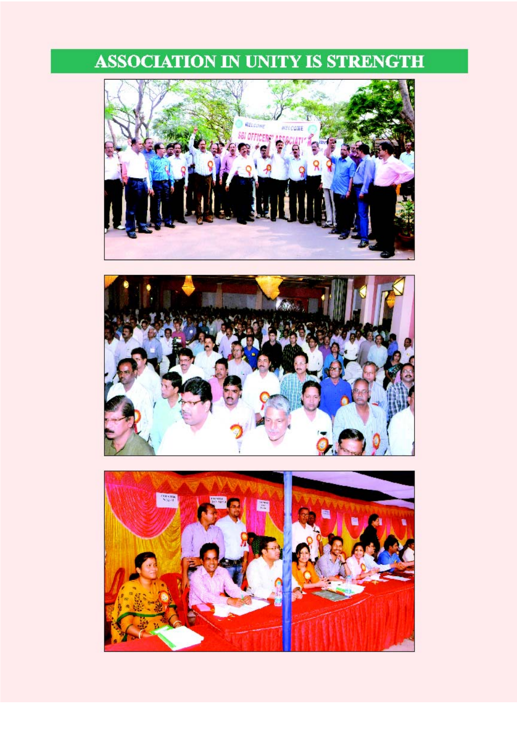# ASSOCIATION IN UNITY IS STRENGTH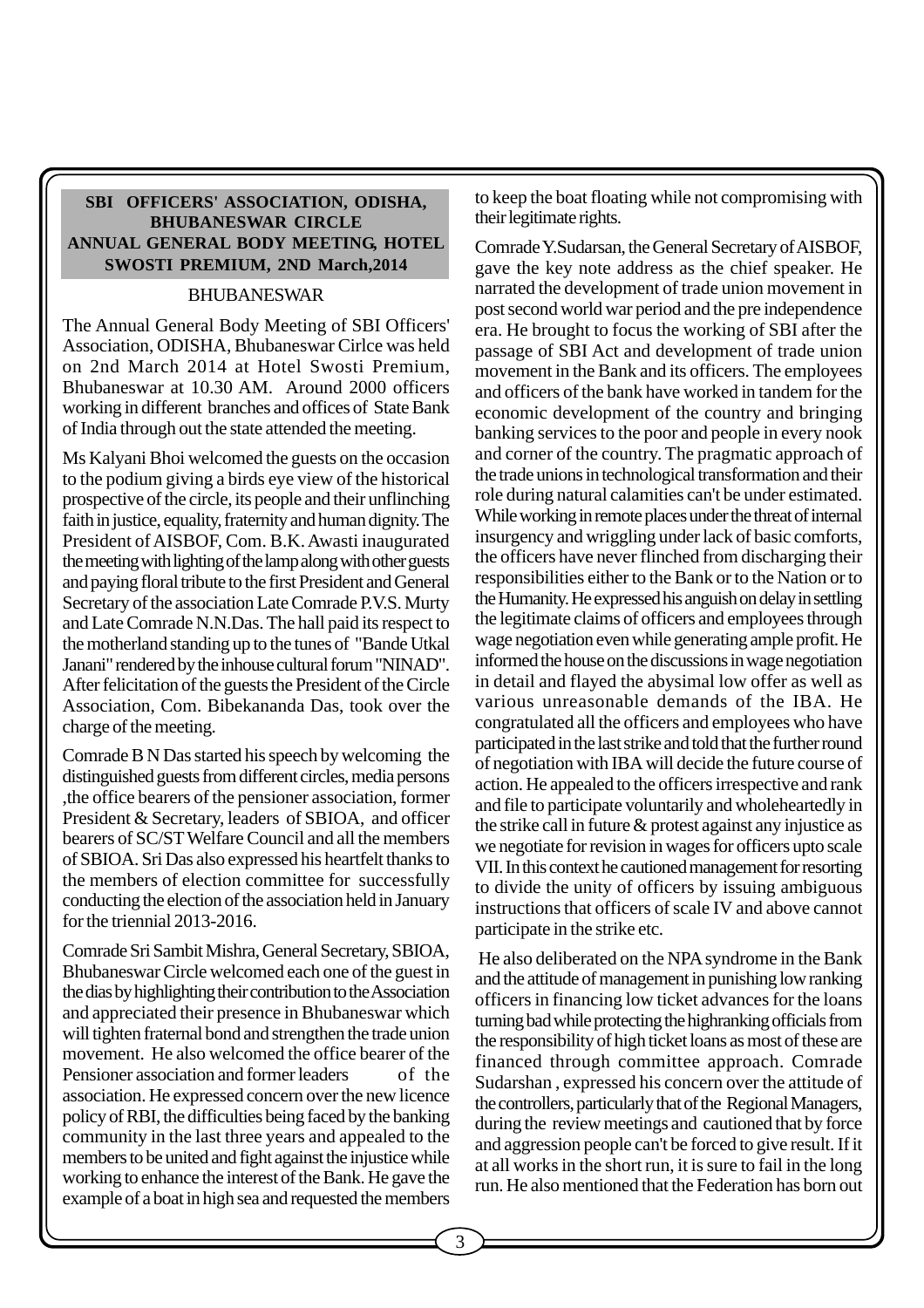**SBI OFFICERS' ASSOCIATION, ODISHA, BHUBANESWAR CIRCLE**
**ANNUAL GENERAL BODY MEETING, HOTEL SWOSTI PREMIUM, 2ND March,2014**

BHUBANESWAR

The Annual General Body Meeting of SBI Officers' Association, ODISHA, Bhubaneswar Cirlce was held on 2nd March 2014 at Hotel Swosti Premium, Bhubaneswar at 10.30 AM. Around 2000 officers working in different branches and offices of State Bank of India through out the state attended the meeting.

Ms Kalyani Bhoi welcomed the guests on the occasion to the podium giving a birds eye view of the historical prospective of the circle, its people and their unflinching faith in justice, equality, fraternity and human dignity. The President of AISBOF, Com. B.K. Awasti inaugurated the meeting with lighting of the lamp along with other guests and paying floral tribute to the first President and General Secretary of the association Late Comrade P.V.S. Murty and Late Comrade N.N.Das. The hall paid its respect to the motherland standing up to the tunes of "Bande Utkal Janani" rendered by the inhouse cultural forum "NINAD". After felicitation of the guests the President of the Circle Association, Com. Bibekananda Das, took over the charge of the meeting.

Comrade B N Das started his speech by welcoming the distinguished guests from different circles, media persons ,the office bearers of the pensioner association, former President & Secretary, leaders of SBIOA, and officer bearers of SC/ST Welfare Council and all the members of SBIOA. Sri Das also expressed his heartfelt thanks to the members of election committee for successfully conducting the election of the association held in January for the triennial 2013-2016.

Comrade Sri Sambit Mishra, General Secretary, SBIOA, Bhubaneswar Circle welcomed each one of the guest in the dias by highlighting their contribution to the Association and appreciated their presence in Bhubaneswar which will tighten fraternal bond and strengthen the trade union movement. He also welcomed the office bearer of the Pensioner association and former leaders of the association. He expressed concern over the new licence policy of RBI, the difficulties being faced by the banking community in the last three years and appealed to the members to be united and fight against the injustice while working to enhance the interest of the Bank. He gave the example of a boat in high sea and requested the members to keep the boat floating while not compromising with their legitimate rights.

Comrade Y.Sudarsan, the General Secretary of AISBOF, gave the key note address as the chief speaker. He narrated the development of trade union movement in post second world war period and the pre independence era. He brought to focus the working of SBI after the passage of SBI Act and development of trade union movement in the Bank and its officers. The employees and officers of the bank have worked in tandem for the economic development of the country and bringing banking services to the poor and people in every nook and corner of the country. The pragmatic approach of the trade unions in technological transformation and their role during natural calamities can't be under estimated. While working in remote places under the threat of internal insurgency and wriggling under lack of basic comforts, the officers have never flinched from discharging their responsibilities either to the Bank or to the Nation or to the Humanity. He expressed his anguish on delay in settling the legitimate claims of officers and employees through wage negotiation even while generating ample profit. He informed the house on the discussions in wage negotiation in detail and flayed the abysimal low offer as well as various unreasonable demands of the IBA. He congratulated all the officers and employees who have participated in the last strike and told that the further round of negotiation with IBA will decide the future course of action. He appealed to the officers irrespective and rank and file to participate voluntarily and wholeheartedly in the strike call in future & protest against any injustice as we negotiate for revision in wages for officers upto scale VII. In this context he cautioned management for resorting to divide the unity of officers by issuing ambiguous instructions that officers of scale IV and above cannot participate in the strike etc.

He also deliberated on the NPA syndrome in the Bank and the attitude of management in punishing low ranking officers in financing low ticket advances for the loans turning bad while protecting the highranking officials from the responsibility of high ticket loans as most of these are financed through committee approach. Comrade Sudarshan , expressed his concern over the attitude of the controllers, particularly that of the Regional Managers, during the review meetings and cautioned that by force and aggression people can't be forced to give result. If it at all works in the short run, it is sure to fail in the long run. He also mentioned that the Federation has born out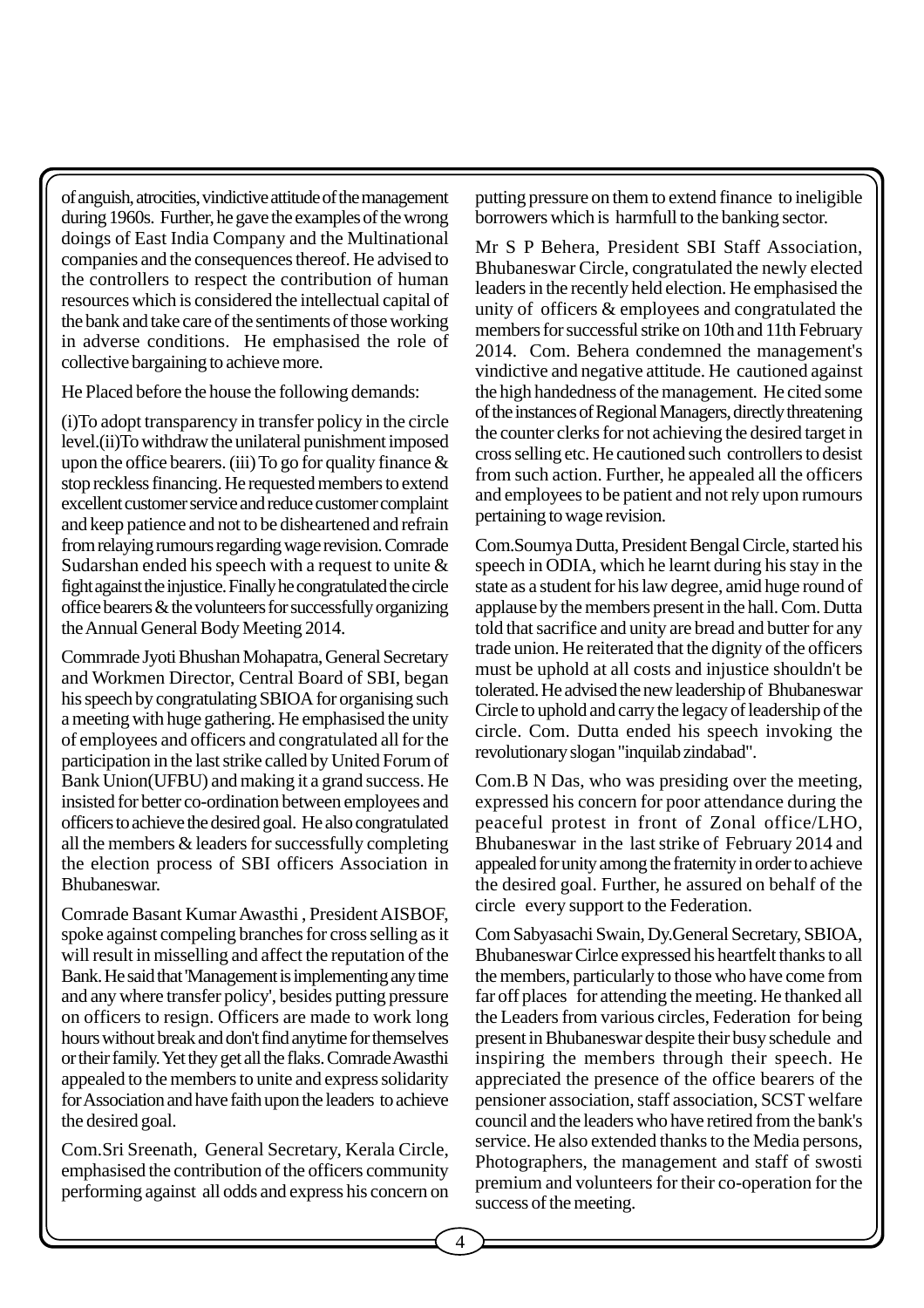of anguish, atrocities, vindictive attitude of the management during 1960s. Further, he gave the examples of the wrong doings of East India Company and the Multinational companies and the consequences thereof. He advised to the controllers to respect the contribution of human resources which is considered the intellectual capital of the bank and take care of the sentiments of those working in adverse conditions. He emphasised the role of collective bargaining to achieve more.

He Placed before the house the following demands:

(i)To adopt transparency in transfer policy in the circle level.(ii)To withdraw the unilateral punishment imposed upon the office bearers. (iii) To go for quality finance & stop reckless financing. He requested members to extend excellent customer service and reduce customer complaint and keep patience and not to be disheartened and refrain from relaying rumours regarding wage revision. Comrade Sudarshan ended his speech with a request to unite & fight against the injustice. Finally he congratulated the circle office bearers & the volunteers for successfully organizing the Annual General Body Meeting 2014.

Commrade Jyoti Bhushan Mohapatra, General Secretary and Workmen Director, Central Board of SBI, began his speech by congratulating SBIOA for organising such a meeting with huge gathering. He emphasised the unity of employees and officers and congratulated all for the participation in the last strike called by United Forum of Bank Union(UFBU) and making it a grand success. He insisted for better co-ordination between employees and officers to achieve the desired goal. He also congratulated all the members & leaders for successfully completing the election process of SBI officers Association in Bhubaneswar.

Comrade Basant Kumar Awasthi , President AISBOF, spoke against compeling branches for cross selling as it will result in misselling and affect the reputation of the Bank. He said that 'Management is implementing any time and any where transfer policy', besides putting pressure on officers to resign. Officers are made to work long hours without break and don't find anytime for themselves or their family. Yet they get all the flaks. Comrade Awasthi appealed to the members to unite and express solidarity for Association and have faith upon the leaders to achieve the desired goal.

Com.Sri Sreenath, General Secretary, Kerala Circle, emphasised the contribution of the officers community performing against all odds and express his concern on putting pressure on them to extend finance to ineligible borrowers which is harmfull to the banking sector.

Mr S P Behera, President SBI Staff Association, Bhubaneswar Circle, congratulated the newly elected leaders in the recently held election. He emphasised the unity of officers & employees and congratulated the members for successful strike on 10th and 11th February 2014. Com. Behera condemned the management's vindictive and negative attitude. He cautioned against the high handedness of the management. He cited some of the instances of Regional Managers, directly threatening the counter clerks for not achieving the desired target in cross selling etc. He cautioned such controllers to desist from such action. Further, he appealed all the officers and employees to be patient and not rely upon rumours pertaining to wage revision.

Com.Soumya Dutta, President Bengal Circle, started his speech in ODIA, which he learnt during his stay in the state as a student for his law degree, amid huge round of applause by the members present in the hall. Com. Dutta told that sacrifice and unity are bread and butter for any trade union. He reiterated that the dignity of the officers must be uphold at all costs and injustice shouldn't be tolerated. He advised the new leadership of Bhubaneswar Circle to uphold and carry the legacy of leadership of the circle. Com. Dutta ended his speech invoking the revolutionary slogan "inquilab zindabad".

Com.B N Das, who was presiding over the meeting, expressed his concern for poor attendance during the peaceful protest in front of Zonal office/LHO, Bhubaneswar in the last strike of February 2014 and appealed for unity among the fraternity in order to achieve the desired goal. Further, he assured on behalf of the circle every support to the Federation.

Com Sabyasachi Swain, Dy.General Secretary, SBIOA, Bhubaneswar Cirlce expressed his heartfelt thanks to all the members, particularly to those who have come from far off places for attending the meeting. He thanked all the Leaders from various circles, Federation for being present in Bhubaneswar despite their busy schedule and inspiring the members through their speech. He appreciated the presence of the office bearers of the pensioner association, staff association, SCST welfare council and the leaders who have retired from the bank's service. He also extended thanks to the Media persons, Photographers, the management and staff of swosti premium and volunteers for their co-operation for the success of the meeting.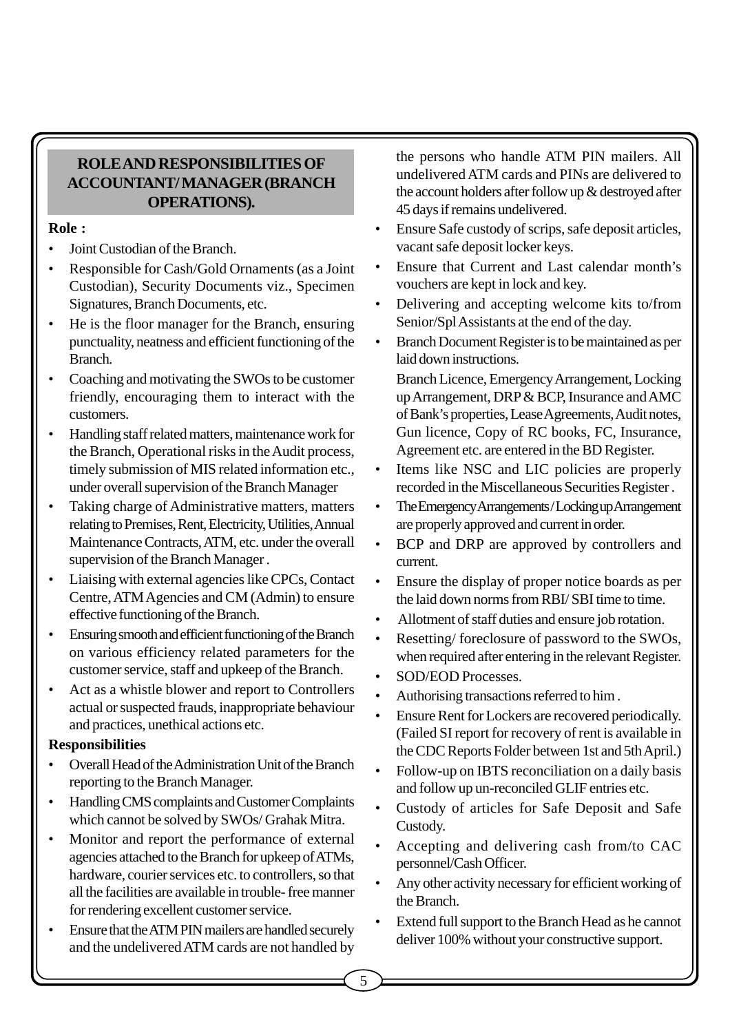## ROLE AND RESPONSIBILITIES OF ACCOUNTANT/ MANAGER (BRANCH OPERATIONS).

**Role :**

- Joint Custodian of the Branch.
- Responsible for Cash/Gold Ornaments (as a Joint Custodian), Security Documents viz., Specimen Signatures, Branch Documents, etc.
- He is the floor manager for the Branch, ensuring punctuality, neatness and efficient functioning of the Branch.
- Coaching and motivating the SWOs to be customer friendly, encouraging them to interact with the customers.
- Handling staff related matters, maintenance work for the Branch, Operational risks in the Audit process, timely submission of MIS related information etc., under overall supervision of the Branch Manager
- Taking charge of Administrative matters, matters relating to Premises, Rent, Electricity, Utilities, Annual Maintenance Contracts, ATM, etc. under the overall supervision of the Branch Manager .
- Liaising with external agencies like CPCs, Contact Centre, ATM Agencies and CM (Admin) to ensure effective functioning of the Branch.
- Ensuring smooth and efficient functioning of the Branch on various efficiency related parameters for the customer service, staff and upkeep of the Branch.
- Act as a whistle blower and report to Controllers actual or suspected frauds, inappropriate behaviour and practices, unethical actions etc.

**Responsibilities**

- Overall Head of the Administration Unit of the Branch reporting to the Branch Manager.
- Handling CMS complaints and Customer Complaints which cannot be solved by SWOs/ Grahak Mitra.
- Monitor and report the performance of external agencies attached to the Branch for upkeep of ATMs, hardware, courier services etc. to controllers, so that all the facilities are available in trouble- free manner for rendering excellent customer service.
- Ensure that the ATM PIN mailers are handled securely and the undelivered ATM cards are not handled by the persons who handle ATM PIN mailers. All undelivered ATM cards and PINs are delivered to the account holders after follow up & destroyed after 45 days if remains undelivered.
- Ensure Safe custody of scrips, safe deposit articles, vacant safe deposit locker keys.
- Ensure that Current and Last calendar month's vouchers are kept in lock and key.
- Delivering and accepting welcome kits to/from Senior/Spl Assistants at the end of the day.
- Branch Document Register is to be maintained as per laid down instructions.

  Branch Licence, Emergency Arrangement, Locking up Arrangement, DRP & BCP, Insurance and AMC of Bank's properties, Lease Agreements, Audit notes, Gun licence, Copy of RC books, FC, Insurance, Agreement etc. are entered in the BD Register.
- Items like NSC and LIC policies are properly recorded in the Miscellaneous Securities Register .
- The Emergency Arrangements / Locking up Arrangement are properly approved and current in order.
- BCP and DRP are approved by controllers and current.
- Ensure the display of proper notice boards as per the laid down norms from RBI/ SBI time to time.
- Allotment of staff duties and ensure job rotation.
- Resetting/ foreclosure of password to the SWOs, when required after entering in the relevant Register.
- SOD/EOD Processes.
- Authorising transactions referred to him .
- Ensure Rent for Lockers are recovered periodically. (Failed SI report for recovery of rent is available in the CDC Reports Folder between 1st and 5th April.)
- Follow-up on IBTS reconciliation on a daily basis and follow up un-reconciled GLIF entries etc.
- Custody of articles for Safe Deposit and Safe Custody.
- Accepting and delivering cash from/to CAC personnel/Cash Officer.
- Any other activity necessary for efficient working of the Branch.
- Extend full support to the Branch Head as he cannot deliver 100% without your constructive support.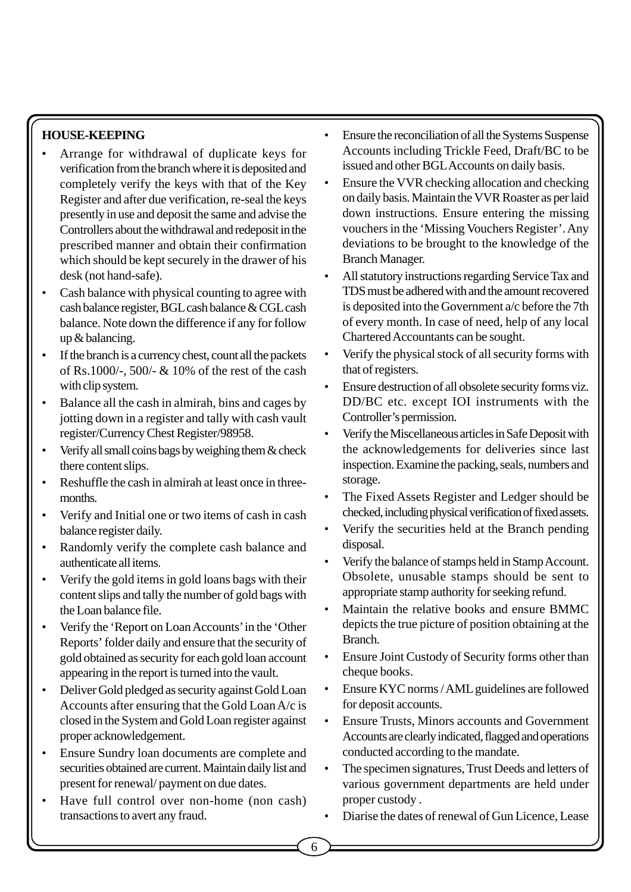**HOUSE-KEEPING**

- Arrange for withdrawal of duplicate keys for verification from the branch where it is deposited and completely verify the keys with that of the Key Register and after due verification, re-seal the keys presently in use and deposit the same and advise the Controllers about the withdrawal and redeposit in the prescribed manner and obtain their confirmation which should be kept securely in the drawer of his desk (not hand-safe).
- Cash balance with physical counting to agree with cash balance register, BGL cash balance & CGL cash balance. Note down the difference if any for follow up & balancing.
- If the branch is a currency chest, count all the packets of Rs.1000/-, 500/- & 10% of the rest of the cash with clip system.
- Balance all the cash in almirah, bins and cages by jotting down in a register and tally with cash vault register/Currency Chest Register/98958.
- Verify all small coins bags by weighing them & check there content slips.
- Reshuffle the cash in almirah at least once in three-months.
- Verify and Initial one or two items of cash in cash balance register daily.
- Randomly verify the complete cash balance and authenticate all items.
- Verify the gold items in gold loans bags with their content slips and tally the number of gold bags with the Loan balance file.
- Verify the 'Report on Loan Accounts' in the 'Other Reports' folder daily and ensure that the security of gold obtained as security for each gold loan account appearing in the report is turned into the vault.
- Deliver Gold pledged as security against Gold Loan Accounts after ensuring that the Gold Loan A/c is closed in the System and Gold Loan register against proper acknowledgement.
- Ensure Sundry loan documents are complete and securities obtained are current. Maintain daily list and present for renewal/ payment on due dates.
- Have full control over non-home (non cash) transactions to avert any fraud.
- Ensure the reconciliation of all the Systems Suspense Accounts including Trickle Feed, Draft/BC to be issued and other BGL Accounts on daily basis.
- Ensure the VVR checking allocation and checking on daily basis. Maintain the VVR Roaster as per laid down instructions. Ensure entering the missing vouchers in the 'Missing Vouchers Register'. Any deviations to be brought to the knowledge of the Branch Manager.
- All statutory instructions regarding Service Tax and TDS must be adhered with and the amount recovered is deposited into the Government a/c before the 7th of every month. In case of need, help of any local Chartered Accountants can be sought.
- Verify the physical stock of all security forms with that of registers.
- Ensure destruction of all obsolete security forms viz. DD/BC etc. except IOI instruments with the Controller's permission.
- Verify the Miscellaneous articles in Safe Deposit with the acknowledgements for deliveries since last inspection. Examine the packing, seals, numbers and storage.
- The Fixed Assets Register and Ledger should be checked, including physical verification of fixed assets.
- Verify the securities held at the Branch pending disposal.
- Verify the balance of stamps held in Stamp Account. Obsolete, unusable stamps should be sent to appropriate stamp authority for seeking refund.
- Maintain the relative books and ensure BMMC depicts the true picture of position obtaining at the Branch.
- Ensure Joint Custody of Security forms other than cheque books.
- Ensure KYC norms / AML guidelines are followed for deposit accounts.
- Ensure Trusts, Minors accounts and Government Accounts are clearly indicated, flagged and operations conducted according to the mandate.
- The specimen signatures, Trust Deeds and letters of various government departments are held under proper custody .
- Diarise the dates of renewal of Gun Licence, Lease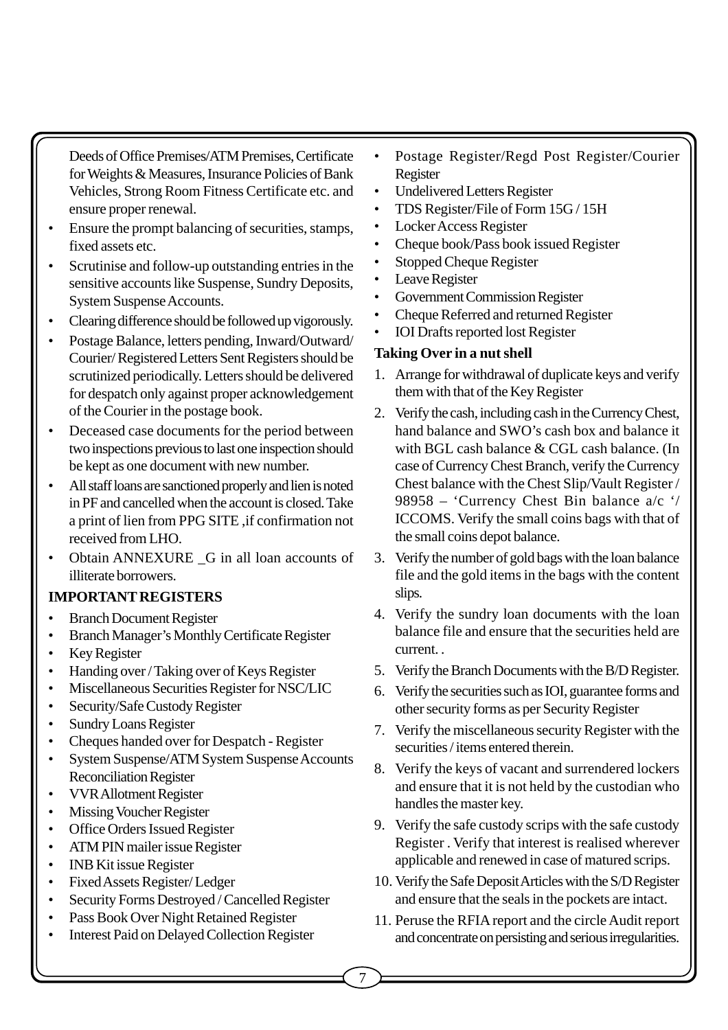Deeds of Office Premises/ATM Premises, Certificate for Weights & Measures, Insurance Policies of Bank Vehicles, Strong Room Fitness Certificate etc. and ensure proper renewal.

- Ensure the prompt balancing of securities, stamps, fixed assets etc.
- Scrutinise and follow-up outstanding entries in the sensitive accounts like Suspense, Sundry Deposits, System Suspense Accounts.
- Clearing difference should be followed up vigorously.
- Postage Balance, letters pending, Inward/Outward/ Courier/ Registered Letters Sent Registers should be scrutinized periodically. Letters should be delivered for despatch only against proper acknowledgement of the Courier in the postage book.
- Deceased case documents for the period between two inspections previous to last one inspection should be kept as one document with new number.
- All staff loans are sanctioned properly and lien is noted in PF and cancelled when the account is closed. Take a print of lien from PPG SITE ,if confirmation not received from LHO.
- Obtain ANNEXURE _G in all loan accounts of illiterate borrowers.

**IMPORTANT REGISTERS**

- Branch Document Register
- Branch Manager's Monthly Certificate Register
- Key Register
- Handing over / Taking over of Keys Register
- Miscellaneous Securities Register for NSC/LIC
- Security/Safe Custody Register
- Sundry Loans Register
- Cheques handed over for Despatch - Register
- System Suspense/ATM System Suspense Accounts Reconciliation Register
- VVR Allotment Register
- Missing Voucher Register
- Office Orders Issued Register
- ATM PIN mailer issue Register
- INB Kit issue Register
- Fixed Assets Register/ Ledger
- Security Forms Destroyed / Cancelled Register
- Pass Book Over Night Retained Register
- Interest Paid on Delayed Collection Register
- Postage Register/Regd Post Register/Courier Register
- Undelivered Letters Register
- TDS Register/File of Form 15G / 15H
- Locker Access Register
- Cheque book/Pass book issued Register
- Stopped Cheque Register
- Leave Register
- Government Commission Register
- Cheque Referred and returned Register
- IOI Drafts reported lost Register

**Taking Over in a nut shell**

1. Arrange for withdrawal of duplicate keys and verify them with that of the Key Register
2. Verify the cash, including cash in the Currency Chest, hand balance and SWO's cash box and balance it with BGL cash balance & CGL cash balance. (In case of Currency Chest Branch, verify the Currency Chest balance with the Chest Slip/Vault Register / 98958 – 'Currency Chest Bin balance a/c '/ ICCOMS. Verify the small coins bags with that of the small coins depot balance.
3. Verify the number of gold bags with the loan balance file and the gold items in the bags with the content slips.
4. Verify the sundry loan documents with the loan balance file and ensure that the securities held are current. .
5. Verify the Branch Documents with the B/D Register.
6. Verify the securities such as IOI, guarantee forms and other security forms as per Security Register
7. Verify the miscellaneous security Register with the securities / items entered therein.
8. Verify the keys of vacant and surrendered lockers and ensure that it is not held by the custodian who handles the master key.
9. Verify the safe custody scrips with the safe custody Register . Verify that interest is realised wherever applicable and renewed in case of matured scrips.
10. Verify the Safe Deposit Articles with the S/D Register and ensure that the seals in the pockets are intact.
11. Peruse the RFIA report and the circle Audit report and concentrate on persisting and serious irregularities.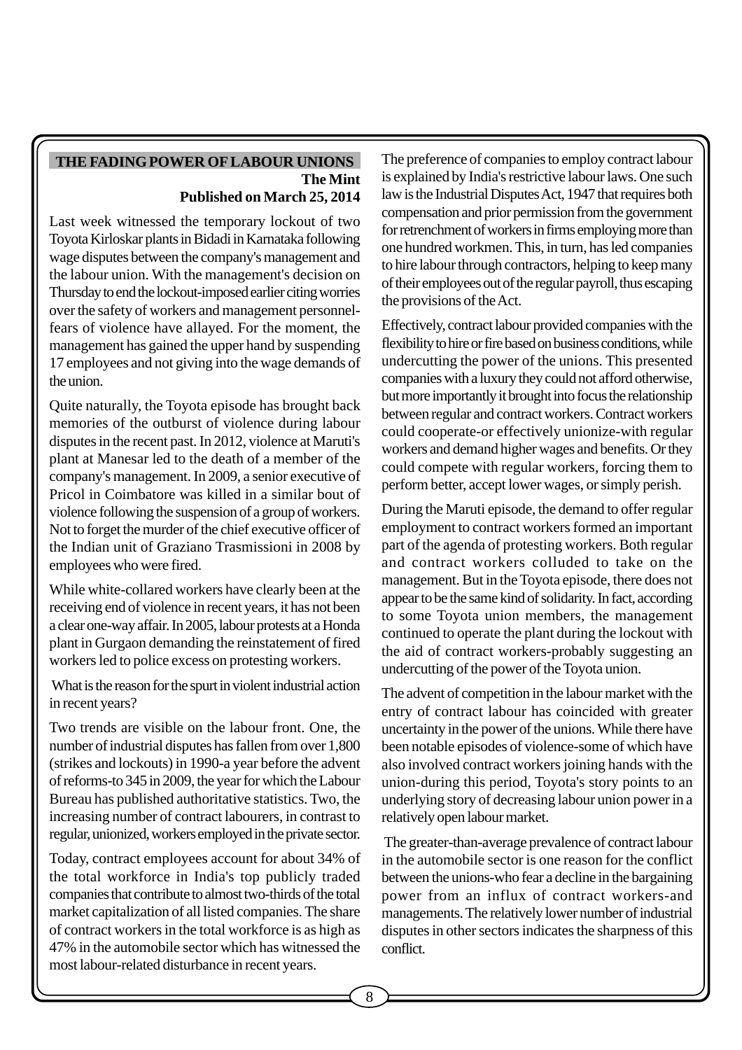## THE FADING POWER OF LABOUR UNIONS

**The Mint**

**Published on March 25, 2014**

Last week witnessed the temporary lockout of two Toyota Kirloskar plants in Bidadi in Karnataka following wage disputes between the company's management and the labour union. With the management's decision on Thursday to end the lockout-imposed earlier citing worries over the safety of workers and management personnel-fears of violence have allayed. For the moment, the management has gained the upper hand by suspending 17 employees and not giving into the wage demands of the union.

Quite naturally, the Toyota episode has brought back memories of the outburst of violence during labour disputes in the recent past. In 2012, violence at Maruti's plant at Manesar led to the death of a member of the company's management. In 2009, a senior executive of Pricol in Coimbatore was killed in a similar bout of violence following the suspension of a group of workers. Not to forget the murder of the chief executive officer of the Indian unit of Graziano Trasmissioni in 2008 by employees who were fired.

While white-collared workers have clearly been at the receiving end of violence in recent years, it has not been a clear one-way affair. In 2005, labour protests at a Honda plant in Gurgaon demanding the reinstatement of fired workers led to police excess on protesting workers.

What is the reason for the spurt in violent industrial action in recent years?

Two trends are visible on the labour front. One, the number of industrial disputes has fallen from over 1,800 (strikes and lockouts) in 1990-a year before the advent of reforms-to 345 in 2009, the year for which the Labour Bureau has published authoritative statistics. Two, the increasing number of contract labourers, in contrast to regular, unionized, workers employed in the private sector.

Today, contract employees account for about 34% of the total workforce in India's top publicly traded companies that contribute to almost two-thirds of the total market capitalization of all listed companies. The share of contract workers in the total workforce is as high as 47% in the automobile sector which has witnessed the most labour-related disturbance in recent years.

The preference of companies to employ contract labour is explained by India's restrictive labour laws. One such law is the Industrial Disputes Act, 1947 that requires both compensation and prior permission from the government for retrenchment of workers in firms employing more than one hundred workmen. This, in turn, has led companies to hire labour through contractors, helping to keep many of their employees out of the regular payroll, thus escaping the provisions of the Act.

Effectively, contract labour provided companies with the flexibility to hire or fire based on business conditions, while undercutting the power of the unions. This presented companies with a luxury they could not afford otherwise, but more importantly it brought into focus the relationship between regular and contract workers. Contract workers could cooperate-or effectively unionize-with regular workers and demand higher wages and benefits. Or they could compete with regular workers, forcing them to perform better, accept lower wages, or simply perish.

During the Maruti episode, the demand to offer regular employment to contract workers formed an important part of the agenda of protesting workers. Both regular and contract workers colluded to take on the management. But in the Toyota episode, there does not appear to be the same kind of solidarity. In fact, according to some Toyota union members, the management continued to operate the plant during the lockout with the aid of contract workers-probably suggesting an undercutting of the power of the Toyota union.

The advent of competition in the labour market with the entry of contract labour has coincided with greater uncertainty in the power of the unions. While there have been notable episodes of violence-some of which have also involved contract workers joining hands with the union-during this period, Toyota's story points to an underlying story of decreasing labour union power in a relatively open labour market.

The greater-than-average prevalence of contract labour in the automobile sector is one reason for the conflict between the unions-who fear a decline in the bargaining power from an influx of contract workers-and managements. The relatively lower number of industrial disputes in other sectors indicates the sharpness of this conflict.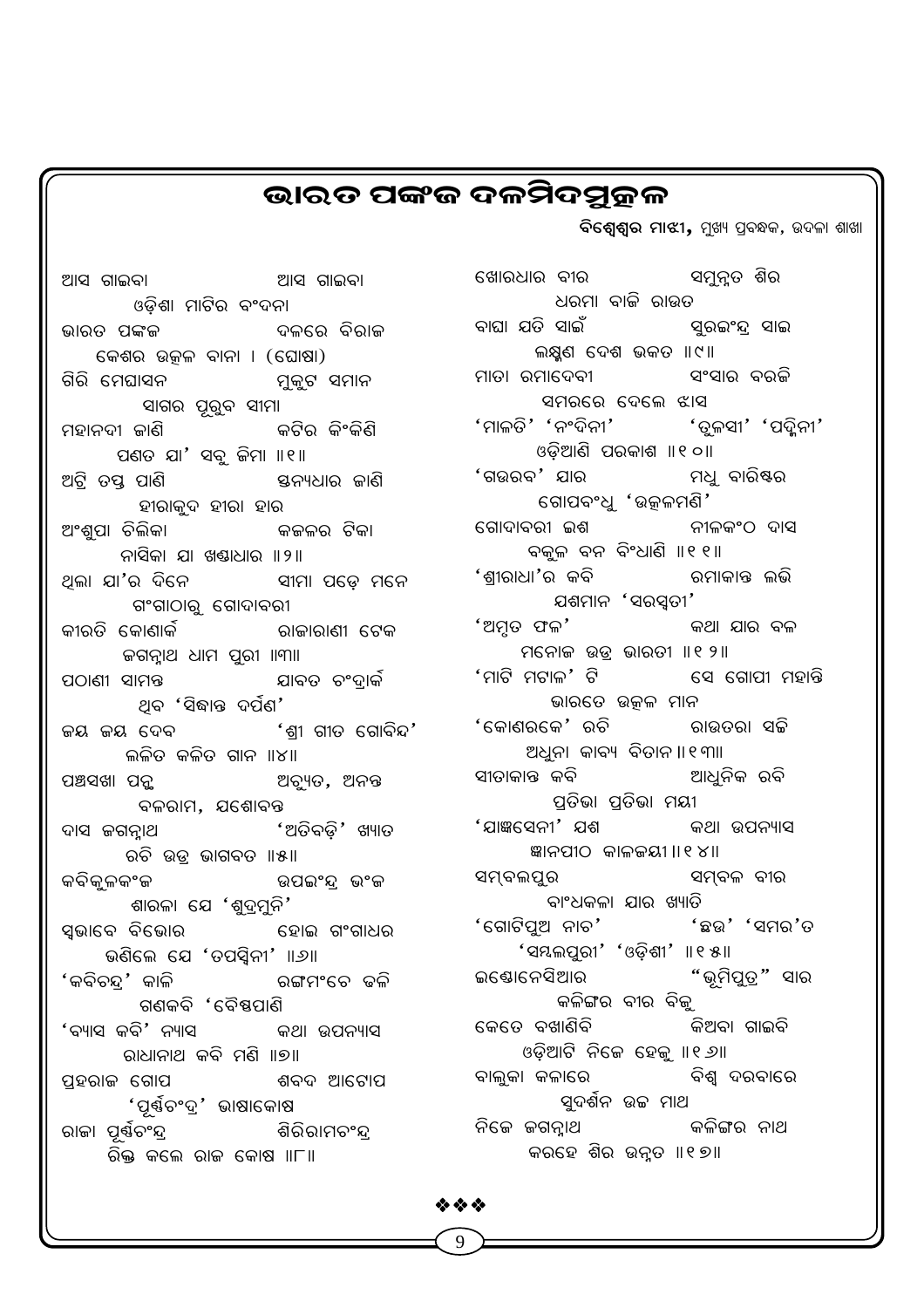# ଭାରତ ପଙ୍କଜ ଦଳମିଦମୁତ୍କଳ

**ବିଶ୍ୱେଶ୍ୱର ମାଝୀ,** ମୁଖ୍ୟ ପ୍ରବନ୍ଧକ, ଉଦଳା ଶାଖା

ଆସ ଗାଇବା ଆସ ଗାଇବା
ଓଡ଼ିଶା ମାଟିର ବଂଦନା
ଭାରତ ପଙ୍କଜ ଦଳରେ ବିରାଜ
କେଶର ଉତ୍କଳ ବାନା । (ଘୋଷା)

ଗିରି ମେଘାସନ ମୁକୁଟ ସମାନ
ସାଗର ପୂରୁବ ସୀମା
ମହାନଦୀ ଜାଣି କଟିର କିଂକିଣି
ପଣତ ଯା' ସବୁ ଜିମା ॥୧॥

ଅତ୍ରି ତପ୍ତ ପାଣି ସ୍ତନ୍ୟଧାର ଜାଣି
ହୀରାକୁଦ ହୀରା ହାର
ଅଂଶୁପା ଚିଲିକା କଜଳର ଟିକା
ନାସିକା ଯା ଖଣ୍ଡାଧାର ॥୨॥

ଥିଲା ଯା'ର ଦିନେ ସୀମା ପଡ଼େ ମନେ
ଗଂଗାଠାରୁ ଗୋଦାବରୀ
କୀରତି କୋଣାର୍କ ରାଜାରାଣୀ ଟେକ
ଜଗନ୍ନାଥ ଧାମ ପୁରୀ ॥୩॥

ପଠାଣୀ ସାମନ୍ତ ଯାବତ ଚଂଦ୍ରାର୍କ
ଥିବ 'ସିଦ୍ଧାନ୍ତ ଦର୍ପଣ'
ଜୟ ଜୟ ଦେବ 'ଶ୍ରୀ ଗୀତ ଗୋବିନ୍ଦ'
ଲଳିତ କଳିତ ଗାନ ॥୪॥

ପଞ୍ଚସଖା ପନ୍ଥ ଅଚ୍ୟୁତ, ଅନନ୍ତ
ବଳରାମ, ଯଶୋବନ୍ତ
ଦାସ ଜଗନ୍ନାଥ 'ଅତିବଡ଼ି' ଖ୍ୟାତ
ରଚି ଉଡ୍ର ଭାଗବତ ॥୫॥

କବିକୁଳକଂଜ ଉପେଇଂଦ୍ର ଭଂଜ
ଶାରଳା ଯେ 'ଶୁଦ୍ରମୁନି'
ସ୍ୱଭାବେ ବିଭୋର ହୋଇ ଗଂଗାଧର
ଭଣିଲେ ଯେ 'ତପସ୍ୱିନୀ' ॥୬॥

'କବିଚନ୍ଦ୍ର' କାଳି ରଙ୍ଗମଂଚେ ଢଳି
ଗଣକବି 'ବୈଷ୍ଣପାଣି
'ବ୍ୟାସ କବି' ନ୍ୟାସ କଥା ଉପନ୍ୟାସ
ରାଧାନାଥ କବି ମଣି ॥୭॥

ପ୍ରହରାଜ ଗୋପ ଶବଦ ଆଟୋପ
'ପୂର୍ଣ୍ଣଚଂଦ୍ର' ଭାଷାକୋଷ
ରାଜା ପୂର୍ଣ୍ଣଚନ୍ଦ୍ର ଶିରିରାମଚଂନ୍ଦ୍ର
ରିକ୍ତ କଲେ ରାଜ କୋଷ ॥୮॥

ଖୋରଧାର ବୀର ସମୁନ୍ନତ ଶିର
ଧରମା ବାଜି ରାଉତ
ବାଘା ଯତି ସାଇଁ ସୁରଇଂଦ୍ର ସାଇ
ଲକ୍ଷ୍ମଣ ଦେଶ ଭକତ ॥୯॥

ମାତା ରମାଦେବୀ ସଂସାର ବରଜି
ସମରରେ ଦେଲେ ଝାସ
'ମାଳତି' 'ନଂଦିନୀ' 'ତୁଳସୀ' 'ପଦ୍ମିନୀ'
ଓଡ଼ିଆଣି ପରକାଶ ॥୧୦॥

'ଗଉରବ' ଯାର ମଧୁ ବାରିଷ୍ଟର
ଗୋପବଂଧୁ 'ଉତ୍କଳମଣି'
ଗୋଦାବରୀ ଈଶ ନୀଳକଂଠ ଦାସ
ବକୁଳ ବନ ବିଂଧାଣି ॥୧୧॥

'ଶ୍ରୀରାଧା'ର କବି ରମାକାନ୍ତ ଲଭି
ଯଶମାନ 'ସରସ୍ୱତୀ'
'ଅମୃତ ଫଳ' କଥା ଯାର ବଳ
ମନୋଜ ଉଡ୍ର ଭାରତୀ ॥୧୨॥

'ମାଟି ମଟାଳ' ଟି ସେ ଗୋପୀ ମହାନ୍ତି
ଭାରତେ ଉତ୍କଳ ମାନ
'କୋଣରକେ' ରଚି ରାଉତରା ସଚ୍ଚି
ଅଧୁନା କାବ୍ୟ ବିତାନ ॥୧୩॥

ସୀତାକାନ୍ତ କବି ଆଧୁନିକ ରବି
ପ୍ରତିଭା ପ୍ରତିଭା ମୟୀ
'ଯାଜ୍ଞସେନୀ' ଯଶ କଥା ଉପନ୍ୟାସ
ଜ୍ଞାନପୀଠ କାଳଜୟୀ ॥୧୪॥

ସମ୍ବଲପୁର ସମ୍ବଳ ବୀର
ବାଂଧକଳା ଯାର ଖ୍ୟାତି
'ଗୋଟିପୁଅ ନାଚ' 'ଛଉ' 'ସମର'ତ
'ସମ୍ବଲପୁରୀ' 'ଓଡ଼ିଶୀ' ॥୧୫॥

ଇଣ୍ଡୋନେସିଆର "ଭୂମିପୁତ୍ର" ସାର
କଳିଙ୍ଗର ବୀର ବିଜୁ
କେତେ ବଖାଣିବି କିଅବା ଗାଇବି
ଓଡ଼ିଆଟି ନିଜେ ହେଜୁ ॥୧୬॥

ବାଲୁକା କଳାରେ ବିଶ୍ୱ ଦରବାରେ
ସୁଦର୍ଶନ ଉଚ୍ଚ ମାଥ
ନିଜେ ଜଗନ୍ନାଥ କଳିଙ୍ଗର ନାଥ
କରହେ ଶିର ଉନ୍ନତ ॥୧୭॥

❖❖❖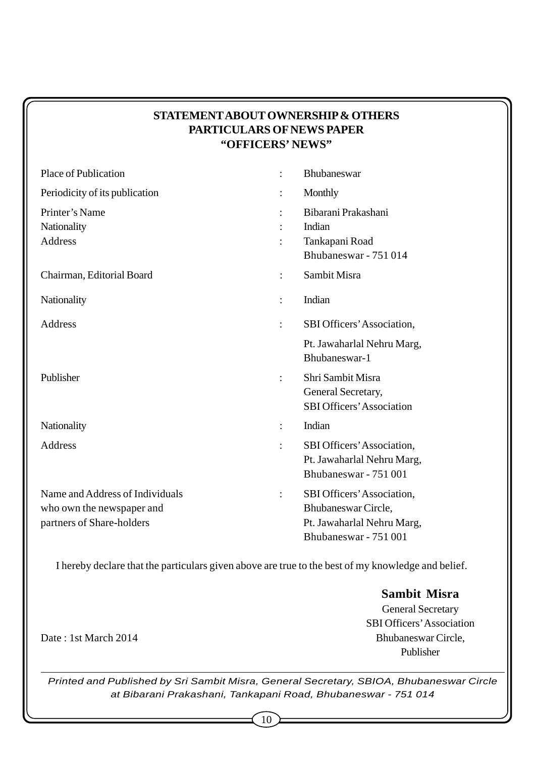## STATEMENT ABOUT OWNERSHIP & OTHERS PARTICULARS OF NEWS PAPER "OFFICERS' NEWS"

| | | |
|---|---|---|
| Place of Publication | : | Bhubaneswar |
| Periodicity of its publication | : | Monthly |
| Printer's Name | : | Bibarani Prakashani |
| Nationality | : | Indian |
| Address | : | Tankapani Road<br>Bhubaneswar - 751 014 |
| Chairman, Editorial Board | : | Sambit Misra |
| Nationality | : | Indian |
| Address | : | SBI Officers' Association,<br>Pt. Jawaharlal Nehru Marg,<br>Bhubaneswar-1 |
| Publisher | : | Shri Sambit Misra<br>General Secretary,<br>SBI Officers' Association |
| Nationality | : | Indian |
| Address | : | SBI Officers' Association,<br>Pt. Jawaharlal Nehru Marg,<br>Bhubaneswar - 751 001 |
| Name and Address of Individuals who own the newspaper and partners of Share-holders | : | SBI Officers' Association,<br>Bhubaneswar Circle,<br>Pt. Jawaharlal Nehru Marg,<br>Bhubaneswar - 751 001 |

I hereby declare that the particulars given above are true to the best of my knowledge and belief.

**Sambit Misra**
General Secretary
SBI Officers' Association
Bhubaneswar Circle,
Publisher

Date : 1st March 2014

*Printed and Published by Sri Sambit Misra, General Secretary, SBIOA, Bhubaneswar Circle at Bibarani Prakashani, Tankapani Road, Bhubaneswar - 751 014*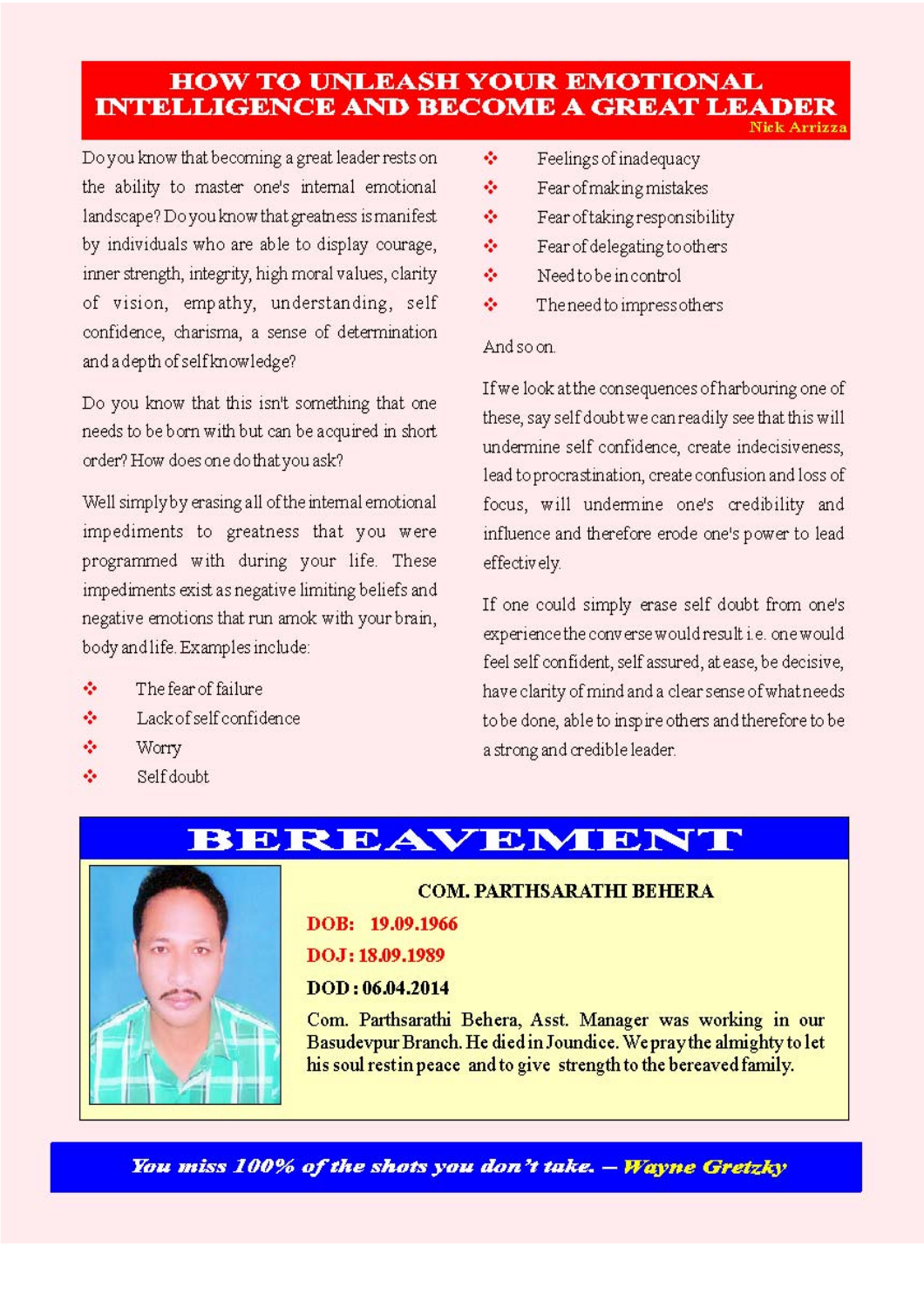# HOW TO UNLEASH YOUR EMOTIONAL INTELLIGENCE AND BECOME A GREAT LEADER

Nick Arrizza

Do you know that becoming a great leader rests on the ability to master one's internal emotional landscape? Do you know that greatness is manifest by individuals who are able to display courage, inner strength, integrity, high moral values, clarity of vision, empathy, understanding, self confidence, charisma, a sense of determination and a depth of self knowledge?

Do you know that this isn't something that one needs to be born with but can be acquired in short order? How does one do that you ask?

Well simply by erasing all of the internal emotional impediments to greatness that you were programmed with during your life. These impediments exist as negative limiting beliefs and negative emotions that run amok with your brain, body and life. Examples include:

- The fear of failure
- Lack of self confidence
- Worry
- Self doubt
- Feelings of inadequacy
- Fear of making mistakes
- Fear of taking responsibility
- Fear of delegating to others
- Need to be in control
- The need to impress others

And so on.

If we look at the consequences of harbouring one of these, say self doubt we can readily see that this will undermine self confidence, create indecisiveness, lead to procrastination, create confusion and loss of focus, will undermine one's credibility and influence and therefore erode one's power to lead effectively.

If one could simply erase self doubt from one's experience the converse would result i.e. one would feel self confident, self assured, at ease, be decisive, have clarity of mind and a clear sense of what needs to be done, able to inspire others and therefore to be a strong and credible leader.

# BEREAVEMENT

**COM. PARTHSARATHI BEHERA**

**DOB: 19.09.1966**

**DOJ: 18.09.1989**

**DOD: 06.04.2014**

Com. Parthsarathi Behera, Asst. Manager was working in our Basudevpur Branch. He died in Joundice. We pray the almighty to let his soul rest in peace and to give strength to the bereaved family.

***You miss 100% of the shots you don't take. – Wayne Gretzky***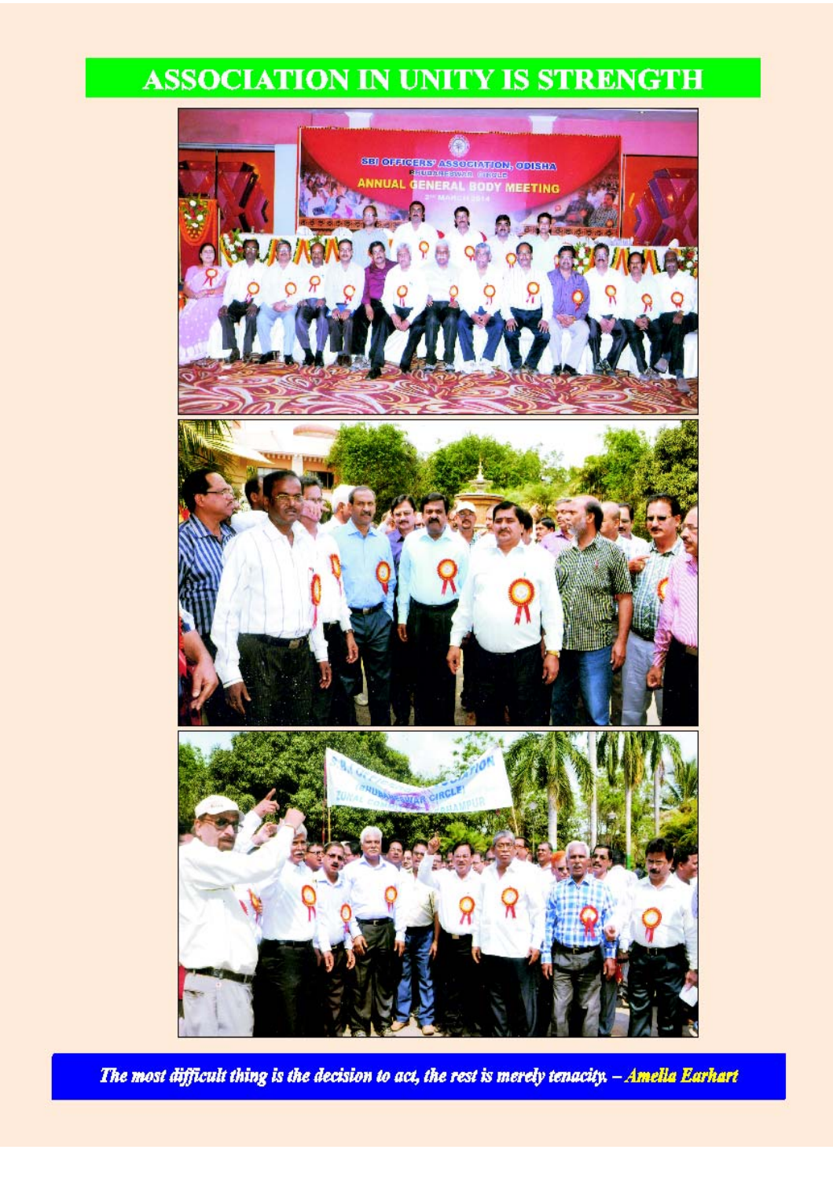# ASSOCIATION IN UNITY IS STRENGTH

*The most difficult thing is the decision to act, the rest is merely tenacity. – Amelia Earhart*